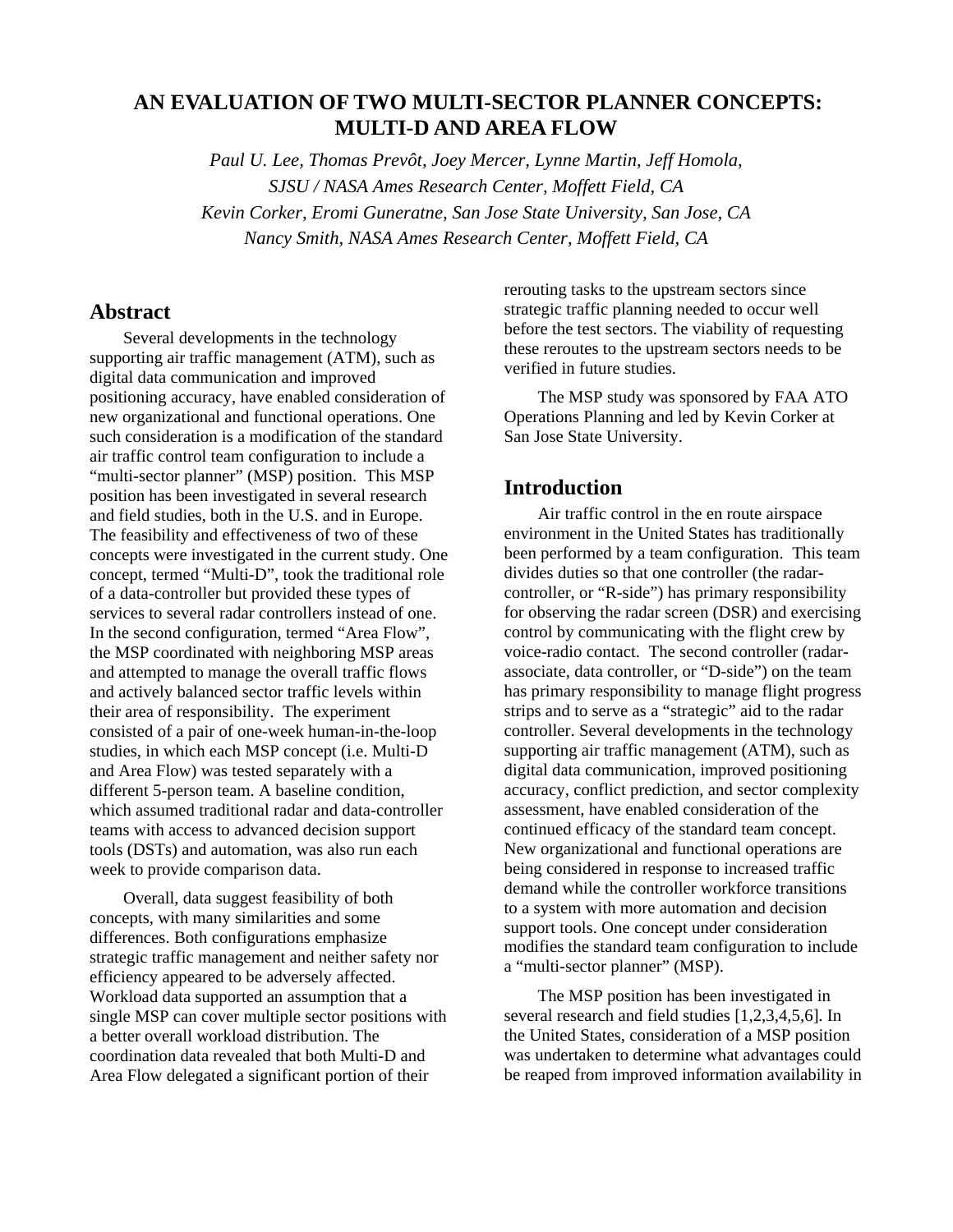# AN EVALUATION OF TWO MULTI-SECTOR PLANNER CONCEPTS: MULTI-D AND AREA FLOW

*Paul U. Lee, Thomas Prevôt, Joey Mercer, Lynne Martin, Jeff Homola,*
*SJSU / NASA Ames Research Center, Moffett Field, CA*
*Kevin Corker, Eromi Guneratne, San Jose State University, San Jose, CA*
*Nancy Smith, NASA Ames Research Center, Moffett Field, CA*

## Abstract

Several developments in the technology supporting air traffic management (ATM), such as digital data communication and improved positioning accuracy, have enabled consideration of new organizational and functional operations. One such consideration is a modification of the standard air traffic control team configuration to include a "multi-sector planner" (MSP) position. This MSP position has been investigated in several research and field studies, both in the U.S. and in Europe. The feasibility and effectiveness of two of these concepts were investigated in the current study. One concept, termed "Multi-D", took the traditional role of a data-controller but provided these types of services to several radar controllers instead of one. In the second configuration, termed "Area Flow", the MSP coordinated with neighboring MSP areas and attempted to manage the overall traffic flows and actively balanced sector traffic levels within their area of responsibility. The experiment consisted of a pair of one-week human-in-the-loop studies, in which each MSP concept (i.e. Multi-D and Area Flow) was tested separately with a different 5-person team. A baseline condition, which assumed traditional radar and data-controller teams with access to advanced decision support tools (DSTs) and automation, was also run each week to provide comparison data.

Overall, data suggest feasibility of both concepts, with many similarities and some differences. Both configurations emphasize strategic traffic management and neither safety nor efficiency appeared to be adversely affected. Workload data supported an assumption that a single MSP can cover multiple sector positions with a better overall workload distribution. The coordination data revealed that both Multi-D and Area Flow delegated a significant portion of their rerouting tasks to the upstream sectors since strategic traffic planning needed to occur well before the test sectors. The viability of requesting these reroutes to the upstream sectors needs to be verified in future studies.

The MSP study was sponsored by FAA ATO Operations Planning and led by Kevin Corker at San Jose State University.

## Introduction

Air traffic control in the en route airspace environment in the United States has traditionally been performed by a team configuration. This team divides duties so that one controller (the radar-controller, or "R-side") has primary responsibility for observing the radar screen (DSR) and exercising control by communicating with the flight crew by voice-radio contact. The second controller (radar-associate, data controller, or "D-side") on the team has primary responsibility to manage flight progress strips and to serve as a "strategic" aid to the radar controller. Several developments in the technology supporting air traffic management (ATM), such as digital data communication, improved positioning accuracy, conflict prediction, and sector complexity assessment, have enabled consideration of the continued efficacy of the standard team concept. New organizational and functional operations are being considered in response to increased traffic demand while the controller workforce transitions to a system with more automation and decision support tools. One concept under consideration modifies the standard team configuration to include a "multi-sector planner" (MSP).

The MSP position has been investigated in several research and field studies [1,2,3,4,5,6]. In the United States, consideration of a MSP position was undertaken to determine what advantages could be reaped from improved information availability in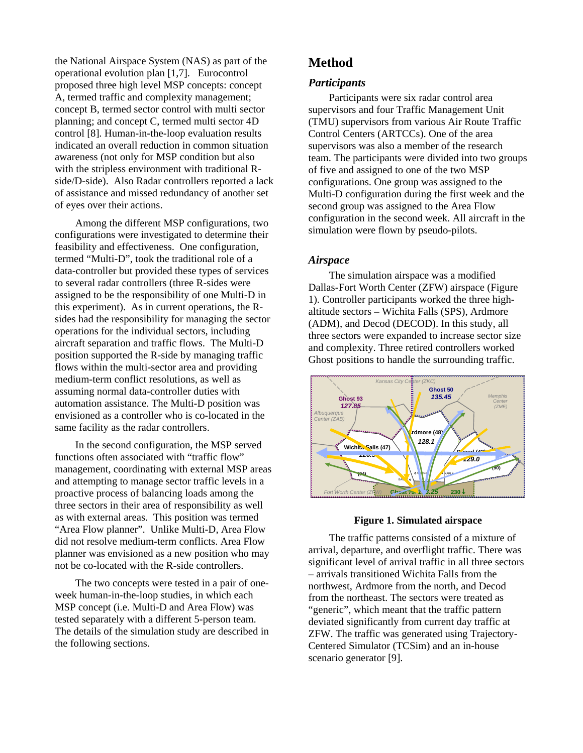the National Airspace System (NAS) as part of the operational evolution plan [1,7]. Eurocontrol proposed three high level MSP concepts: concept A, termed traffic and complexity management; concept B, termed sector control with multi sector planning; and concept C, termed multi sector 4D control [8]. Human-in-the-loop evaluation results indicated an overall reduction in common situation awareness (not only for MSP condition but also with the stripless environment with traditional R-side/D-side). Also Radar controllers reported a lack of assistance and missed redundancy of another set of eyes over their actions.

Among the different MSP configurations, two configurations were investigated to determine their feasibility and effectiveness. One configuration, termed "Multi-D", took the traditional role of a data-controller but provided these types of services to several radar controllers (three R-sides were assigned to be the responsibility of one Multi-D in this experiment). As in current operations, the R-sides had the responsibility for managing the sector operations for the individual sectors, including aircraft separation and traffic flows. The Multi-D position supported the R-side by managing traffic flows within the multi-sector area and providing medium-term conflict resolutions, as well as assuming normal data-controller duties with automation assistance. The Multi-D position was envisioned as a controller who is co-located in the same facility as the radar controllers.

In the second configuration, the MSP served functions often associated with "traffic flow" management, coordinating with external MSP areas and attempting to manage sector traffic levels in a proactive process of balancing loads among the three sectors in their area of responsibility as well as with external areas. This position was termed "Area Flow planner". Unlike Multi-D, Area Flow did not resolve medium-term conflicts. Area Flow planner was envisioned as a new position who may not be co-located with the R-side controllers.

The two concepts were tested in a pair of one-week human-in-the-loop studies, in which each MSP concept (i.e. Multi-D and Area Flow) was tested separately with a different 5-person team. The details of the simulation study are described in the following sections.

# Method

### *Participants*

Participants were six radar control area supervisors and four Traffic Management Unit (TMU) supervisors from various Air Route Traffic Control Centers (ARTCCs). One of the area supervisors was also a member of the research team. The participants were divided into two groups of five and assigned to one of the two MSP configurations. One group was assigned to the Multi-D configuration during the first week and the second group was assigned to the Area Flow configuration in the second week. All aircraft in the simulation were flown by pseudo-pilots.

### *Airspace*

The simulation airspace was a modified Dallas-Fort Worth Center (ZFW) airspace (Figure 1). Controller participants worked the three high-altitude sectors – Wichita Falls (SPS), Ardmore (ADM), and Decod (DECOD). In this study, all three sectors were expanded to increase sector size and complexity. Three retired controllers worked Ghost positions to handle the surrounding traffic.

Kansas City Center (ZKC)
Ghost 50
135.45
Ghost 93
127.85
Memphis Center (ZME)
Albuquerque Center (ZAB)
Ardmore (48)
128.1
Wichita Falls (47)
Decod (42)
129.0
(90)
(94)
Fort Worth Center (ZFW)
Ghost 75
230

**Figure 1. Simulated airspace**

The traffic patterns consisted of a mixture of arrival, departure, and overflight traffic. There was significant level of arrival traffic in all three sectors – arrivals transitioned Wichita Falls from the northwest, Ardmore from the north, and Decod from the northeast. The sectors were treated as "generic", which meant that the traffic pattern deviated significantly from current day traffic at ZFW. The traffic was generated using Trajectory-Centered Simulator (TCSim) and an in-house scenario generator [9].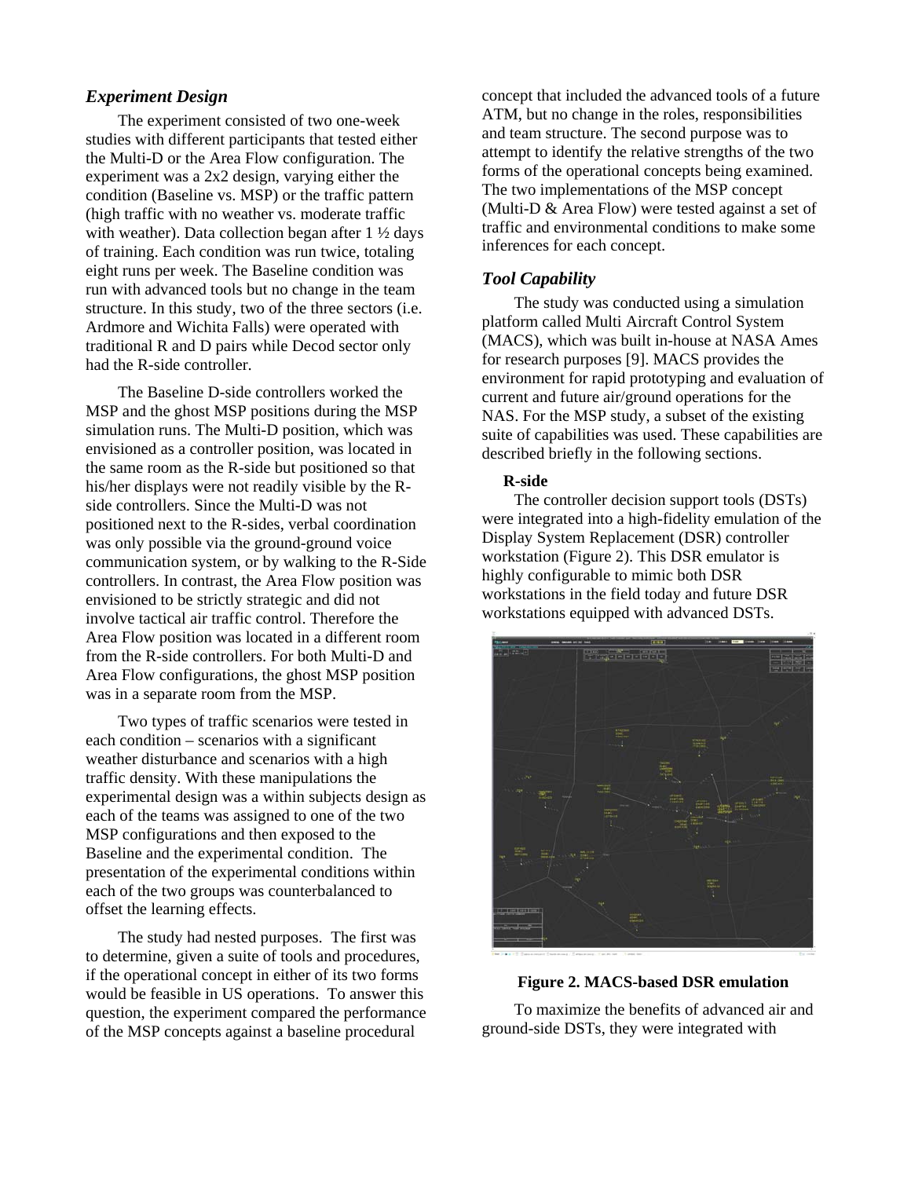### *Experiment Design*

The experiment consisted of two one-week studies with different participants that tested either the Multi-D or the Area Flow configuration. The experiment was a 2x2 design, varying either the condition (Baseline vs. MSP) or the traffic pattern (high traffic with no weather vs. moderate traffic with weather). Data collection began after 1 ½ days of training. Each condition was run twice, totaling eight runs per week. The Baseline condition was run with advanced tools but no change in the team structure. In this study, two of the three sectors (i.e. Ardmore and Wichita Falls) were operated with traditional R and D pairs while Decod sector only had the R-side controller.

The Baseline D-side controllers worked the MSP and the ghost MSP positions during the MSP simulation runs. The Multi-D position, which was envisioned as a controller position, was located in the same room as the R-side but positioned so that his/her displays were not readily visible by the R-side controllers. Since the Multi-D was not positioned next to the R-sides, verbal coordination was only possible via the ground-ground voice communication system, or by walking to the R-Side controllers. In contrast, the Area Flow position was envisioned to be strictly strategic and did not involve tactical air traffic control. Therefore the Area Flow position was located in a different room from the R-side controllers. For both Multi-D and Area Flow configurations, the ghost MSP position was in a separate room from the MSP.

Two types of traffic scenarios were tested in each condition – scenarios with a significant weather disturbance and scenarios with a high traffic density. With these manipulations the experimental design was a within subjects design as each of the teams was assigned to one of the two MSP configurations and then exposed to the Baseline and the experimental condition. The presentation of the experimental conditions within each of the two groups was counterbalanced to offset the learning effects.

The study had nested purposes. The first was to determine, given a suite of tools and procedures, if the operational concept in either of its two forms would be feasible in US operations. To answer this question, the experiment compared the performance of the MSP concepts against a baseline procedural concept that included the advanced tools of a future ATM, but no change in the roles, responsibilities and team structure. The second purpose was to attempt to identify the relative strengths of the two forms of the operational concepts being examined. The two implementations of the MSP concept (Multi-D & Area Flow) were tested against a set of traffic and environmental conditions to make some inferences for each concept.

### *Tool Capability*

The study was conducted using a simulation platform called Multi Aircraft Control System (MACS), which was built in-house at NASA Ames for research purposes [9]. MACS provides the environment for rapid prototyping and evaluation of current and future air/ground operations for the NAS. For the MSP study, a subset of the existing suite of capabilities was used. These capabilities are described briefly in the following sections.

#### R-side

The controller decision support tools (DSTs) were integrated into a high-fidelity emulation of the Display System Replacement (DSR) controller workstation (Figure 2). This DSR emulator is highly configurable to mimic both DSR workstations in the field today and future DSR workstations equipped with advanced DSTs.

**Figure 2. MACS-based DSR emulation**

To maximize the benefits of advanced air and ground-side DSTs, they were integrated with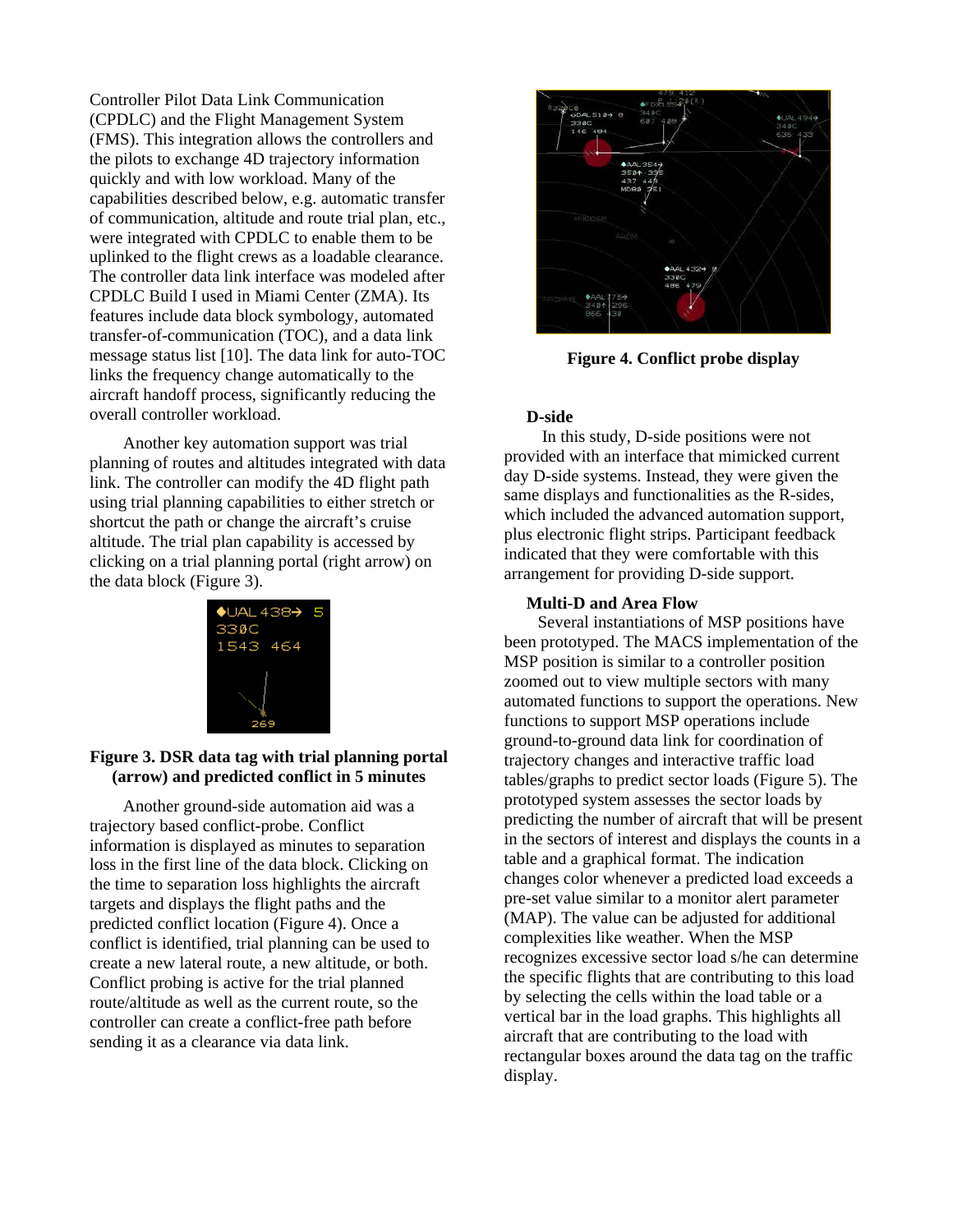Controller Pilot Data Link Communication (CPDLC) and the Flight Management System (FMS). This integration allows the controllers and the pilots to exchange 4D trajectory information quickly and with low workload. Many of the capabilities described below, e.g. automatic transfer of communication, altitude and route trial plan, etc., were integrated with CPDLC to enable them to be uplinked to the flight crews as a loadable clearance. The controller data link interface was modeled after CPDLC Build I used in Miami Center (ZMA). Its features include data block symbology, automated transfer-of-communication (TOC), and a data link message status list [10]. The data link for auto-TOC links the frequency change automatically to the aircraft handoff process, significantly reducing the overall controller workload.

Another key automation support was trial planning of routes and altitudes integrated with data link. The controller can modify the 4D flight path using trial planning capabilities to either stretch or shortcut the path or change the aircraft's cruise altitude. The trial plan capability is accessed by clicking on a trial planning portal (right arrow) on the data block (Figure 3).

**Figure 3. DSR data tag with trial planning portal (arrow) and predicted conflict in 5 minutes**

Another ground-side automation aid was a trajectory based conflict-probe. Conflict information is displayed as minutes to separation loss in the first line of the data block. Clicking on the time to separation loss highlights the aircraft targets and displays the flight paths and the predicted conflict location (Figure 4). Once a conflict is identified, trial planning can be used to create a new lateral route, a new altitude, or both. Conflict probing is active for the trial planned route/altitude as well as the current route, so the controller can create a conflict-free path before sending it as a clearance via data link.

**Figure 4. Conflict probe display**

### D-side

In this study, D-side positions were not provided with an interface that mimicked current day D-side systems. Instead, they were given the same displays and functionalities as the R-sides, which included the advanced automation support, plus electronic flight strips. Participant feedback indicated that they were comfortable with this arrangement for providing D-side support.

### Multi-D and Area Flow

Several instantiations of MSP positions have been prototyped. The MACS implementation of the MSP position is similar to a controller position zoomed out to view multiple sectors with many automated functions to support the operations. New functions to support MSP operations include ground-to-ground data link for coordination of trajectory changes and interactive traffic load tables/graphs to predict sector loads (Figure 5). The prototyped system assesses the sector loads by predicting the number of aircraft that will be present in the sectors of interest and displays the counts in a table and a graphical format. The indication changes color whenever a predicted load exceeds a pre-set value similar to a monitor alert parameter (MAP). The value can be adjusted for additional complexities like weather. When the MSP recognizes excessive sector load s/he can determine the specific flights that are contributing to this load by selecting the cells within the load table or a vertical bar in the load graphs. This highlights all aircraft that are contributing to the load with rectangular boxes around the data tag on the traffic display.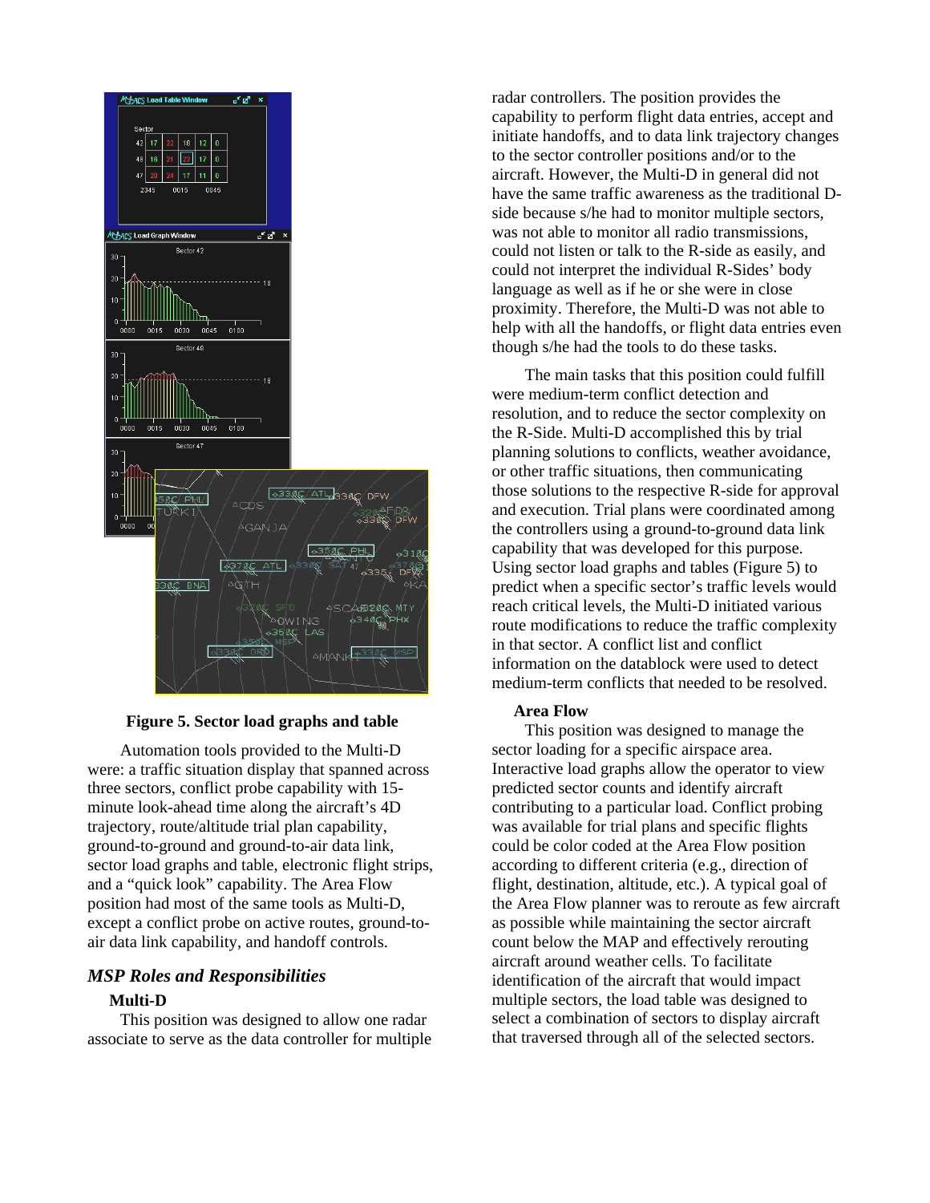Figure 5. Sector load graphs and table

Automation tools provided to the Multi-D were: a traffic situation display that spanned across three sectors, conflict probe capability with 15-minute look-ahead time along the aircraft's 4D trajectory, route/altitude trial plan capability, ground-to-ground and ground-to-air data link, sector load graphs and table, electronic flight strips, and a "quick look" capability. The Area Flow position had most of the same tools as Multi-D, except a conflict probe on active routes, ground-to-air data link capability, and handoff controls.

### *MSP Roles and Responsibilities*

#### Multi-D

This position was designed to allow one radar associate to serve as the data controller for multiple radar controllers. The position provides the capability to perform flight data entries, accept and initiate handoffs, and to data link trajectory changes to the sector controller positions and/or to the aircraft. However, the Multi-D in general did not have the same traffic awareness as the traditional D-side because s/he had to monitor multiple sectors, was not able to monitor all radio transmissions, could not listen or talk to the R-side as easily, and could not interpret the individual R-Sides' body language as well as if he or she were in close proximity. Therefore, the Multi-D was not able to help with all the handoffs, or flight data entries even though s/he had the tools to do these tasks.

The main tasks that this position could fulfill were medium-term conflict detection and resolution, and to reduce the sector complexity on the R-Side. Multi-D accomplished this by trial planning solutions to conflicts, weather avoidance, or other traffic situations, then communicating those solutions to the respective R-side for approval and execution. Trial plans were coordinated among the controllers using a ground-to-ground data link capability that was developed for this purpose. Using sector load graphs and tables (Figure 5) to predict when a specific sector's traffic levels would reach critical levels, the Multi-D initiated various route modifications to reduce the traffic complexity in that sector. A conflict list and conflict information on the datablock were used to detect medium-term conflicts that needed to be resolved.

#### Area Flow

This position was designed to manage the sector loading for a specific airspace area. Interactive load graphs allow the operator to view predicted sector counts and identify aircraft contributing to a particular load. Conflict probing was available for trial plans and specific flights could be color coded at the Area Flow position according to different criteria (e.g., direction of flight, destination, altitude, etc.). A typical goal of the Area Flow planner was to reroute as few aircraft as possible while maintaining the sector aircraft count below the MAP and effectively rerouting aircraft around weather cells. To facilitate identification of the aircraft that would impact multiple sectors, the load table was designed to select a combination of sectors to display aircraft that traversed through all of the selected sectors.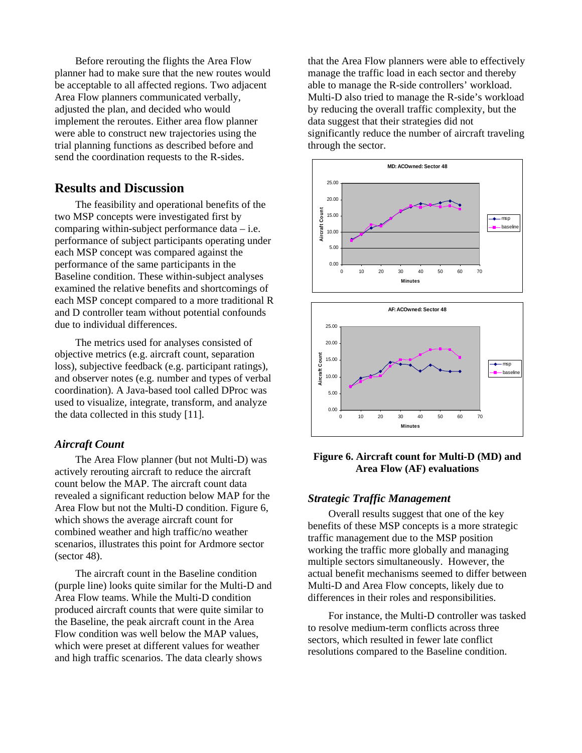Before rerouting the flights the Area Flow planner had to make sure that the new routes would be acceptable to all affected regions. Two adjacent Area Flow planners communicated verbally, adjusted the plan, and decided who would implement the reroutes. Either area flow planner were able to construct new trajectories using the trial planning functions as described before and send the coordination requests to the R-sides.

## Results and Discussion

The feasibility and operational benefits of the two MSP concepts were investigated first by comparing within-subject performance data – i.e. performance of subject participants operating under each MSP concept was compared against the performance of the same participants in the Baseline condition. These within-subject analyses examined the relative benefits and shortcomings of each MSP concept compared to a more traditional R and D controller team without potential confounds due to individual differences.

The metrics used for analyses consisted of objective metrics (e.g. aircraft count, separation loss), subjective feedback (e.g. participant ratings), and observer notes (e.g. number and types of verbal coordination). A Java-based tool called DProc was used to visualize, integrate, transform, and analyze the data collected in this study [11].

### *Aircraft Count*

The Area Flow planner (but not Multi-D) was actively rerouting aircraft to reduce the aircraft count below the MAP. The aircraft count data revealed a significant reduction below MAP for the Area Flow but not the Multi-D condition. Figure 6, which shows the average aircraft count for combined weather and high traffic/no weather scenarios, illustrates this point for Ardmore sector (sector 48).

The aircraft count in the Baseline condition (purple line) looks quite similar for the Multi-D and Area Flow teams. While the Multi-D condition produced aircraft counts that were quite similar to the Baseline, the peak aircraft count in the Area Flow condition was well below the MAP values, which were preset at different values for weather and high traffic scenarios. The data clearly shows that the Area Flow planners were able to effectively manage the traffic load in each sector and thereby able to manage the R-side controllers' workload. Multi-D also tried to manage the R-side's workload by reducing the overall traffic complexity, but the data suggest that their strategies did not significantly reduce the number of aircraft traveling through the sector.

**Figure 6. Aircraft count for Multi-D (MD) and Area Flow (AF) evaluations**

### *Strategic Traffic Management*

Overall results suggest that one of the key benefits of these MSP concepts is a more strategic traffic management due to the MSP position working the traffic more globally and managing multiple sectors simultaneously. However, the actual benefit mechanisms seemed to differ between Multi-D and Area Flow concepts, likely due to differences in their roles and responsibilities.

For instance, the Multi-D controller was tasked to resolve medium-term conflicts across three sectors, which resulted in fewer late conflict resolutions compared to the Baseline condition.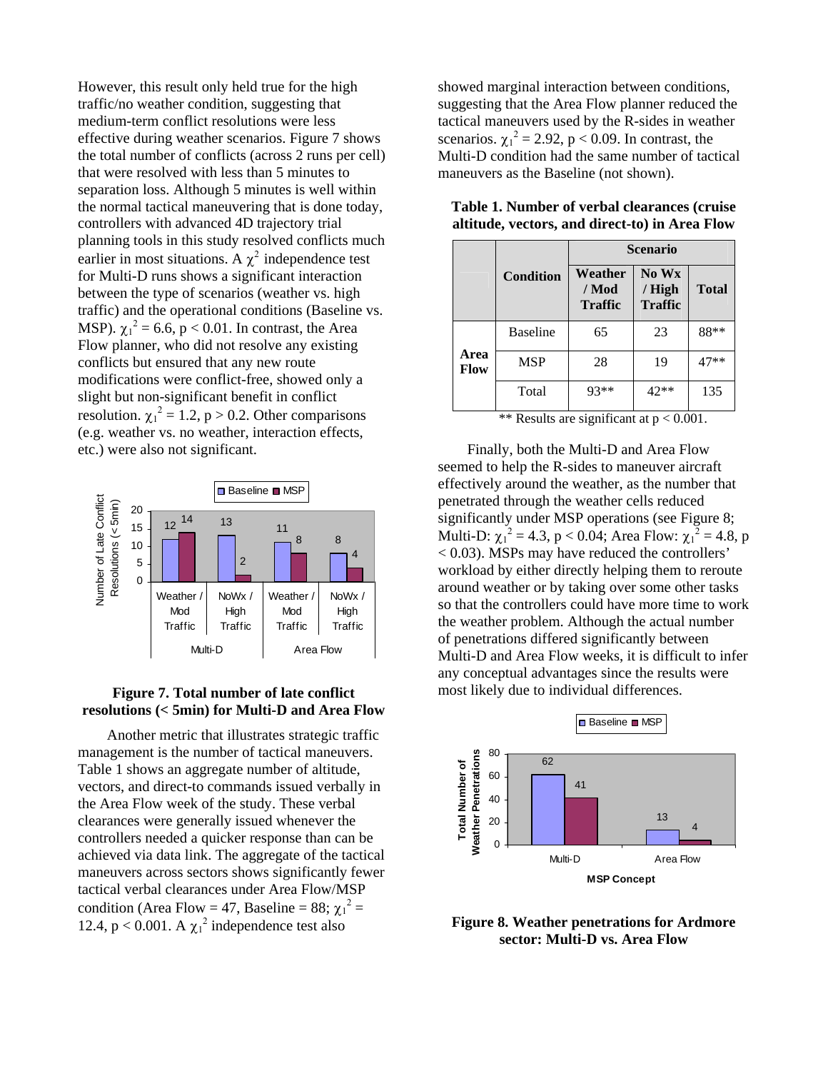However, this result only held true for the high traffic/no weather condition, suggesting that medium-term conflict resolutions were less effective during weather scenarios. Figure 7 shows the total number of conflicts (across 2 runs per cell) that were resolved with less than 5 minutes to separation loss. Although 5 minutes is well within the normal tactical maneuvering that is done today, controllers with advanced 4D trajectory planning tools in this study resolved conflicts much earlier in most situations. A $\chi^2$ independence test for Multi-D runs shows a significant interaction between the type of scenarios (weather vs. high traffic) and the operational conditions (Baseline vs. MSP). $\chi_1^2 = 6.6$, $p < 0.01$. In contrast, the Area Flow planner, who did not resolve any existing conflicts but ensured that any new route modifications were conflict-free, showed only a slight but non-significant benefit in conflict resolution. $\chi_1^2 = 1.2$, $p > 0.2$. Other comparisons (e.g. weather vs. no weather, interaction effects, etc.) were also not significant.

**Figure 7. Total number of late conflict resolutions (< 5min) for Multi-D and Area Flow**

Another metric that illustrates strategic traffic management is the number of tactical maneuvers. Table 1 shows an aggregate number of altitude, vectors, and direct-to commands issued verbally in the Area Flow week of the study. These verbal clearances were generally issued whenever the controllers needed a quicker response than can be achieved via data link. The aggregate of the tactical maneuvers across sectors shows significantly fewer tactical verbal clearances under Area Flow/MSP condition (Area Flow = 47, Baseline = 88; $\chi_1^2 = 12.4$, $p < 0.001$. A $\chi_1^2$ independence test also showed marginal interaction between conditions, suggesting that the Area Flow planner reduced the tactical maneuvers used by the R-sides in weather scenarios. $\chi_1^2 = 2.92$, $p < 0.09$. In contrast, the Multi-D condition had the same number of tactical maneuvers as the Baseline (not shown).

**Table 1. Number of verbal clearances (cruise altitude, vectors, and direct-to) in Area Flow**

| | Condition | Scenario | | |
|---|---|---|---|---|
| | | Weather / Mod Traffic | No Wx / High Traffic | Total |
| Area Flow | Baseline | 65 | 23 | 88** |
| | MSP | 28 | 19 | 47** |
| | Total | 93** | 42** | 135 |

** Results are significant at $p < 0.001$.

Finally, both the Multi-D and Area Flow seemed to help the R-sides to maneuver aircraft effectively around the weather, as the number that penetrated through the weather cells reduced significantly under MSP operations (see Figure 8; Multi-D: $\chi_1^2 = 4.3$, $p < 0.04$; Area Flow: $\chi_1^2 = 4.8$, $p < 0.03$). MSPs may have reduced the controllers' workload by either directly helping them to reroute around weather or by taking over some other tasks so that the controllers could have more time to work the weather problem. Although the actual number of penetrations differed significantly between Multi-D and Area Flow weeks, it is difficult to infer any conceptual advantages since the results were most likely due to individual differences.

**Figure 8. Weather penetrations for Ardmore sector: Multi-D vs. Area Flow**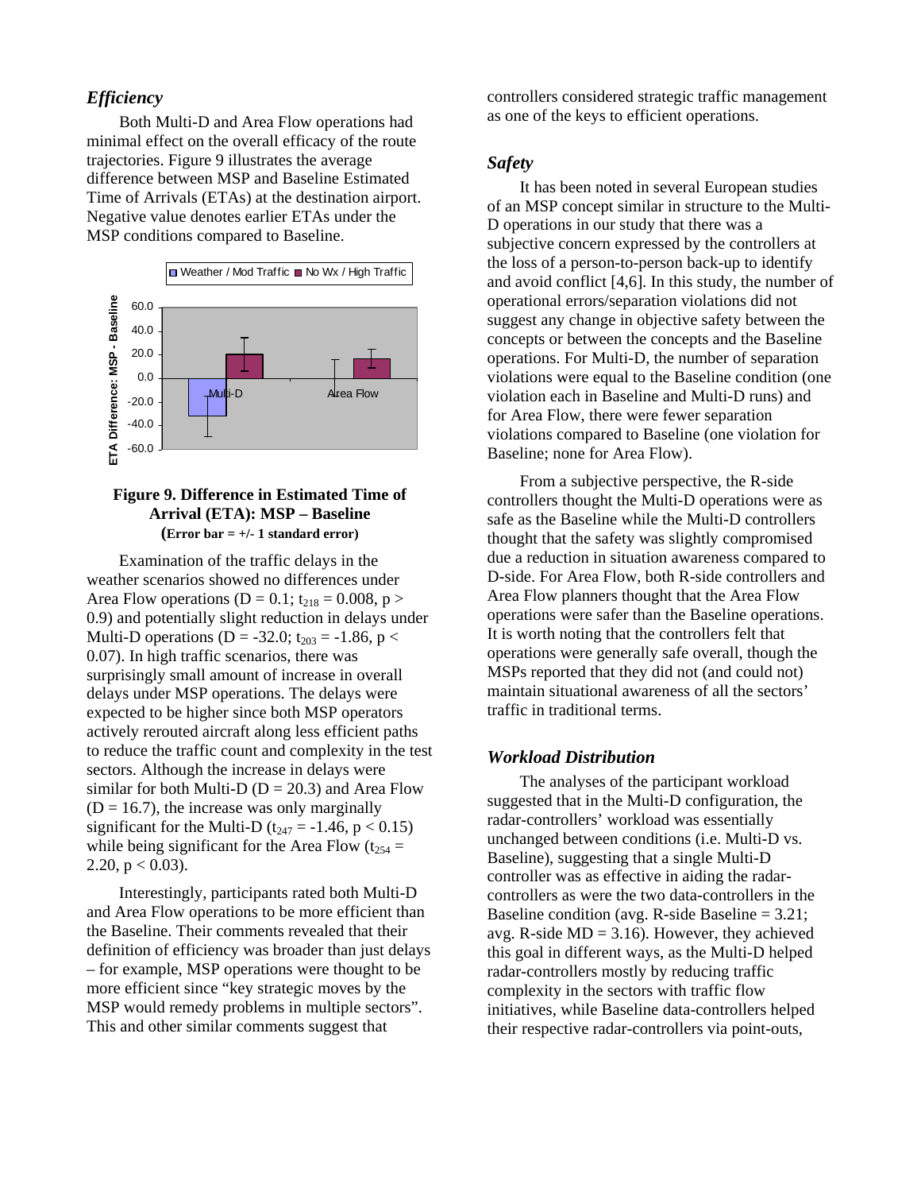### *Efficiency*

Both Multi-D and Area Flow operations had minimal effect on the overall efficacy of the route trajectories. Figure 9 illustrates the average difference between MSP and Baseline Estimated Time of Arrivals (ETAs) at the destination airport. Negative value denotes earlier ETAs under the MSP conditions compared to Baseline.

Weather / Mod Traffic
No Wx / High Traffic

ETA Difference: MSP - Baseline

60.0
40.0
20.0
0.0
-20.0
-40.0
-60.0

Multi-D
Area Flow

**Figure 9. Difference in Estimated Time of Arrival (ETA): MSP – Baseline (Error bar = +/- 1 standard error)**

Examination of the traffic delays in the weather scenarios showed no differences under Area Flow operations ($D = 0.1$; $t_{218} = 0.008$, $p > 0.9$) and potentially slight reduction in delays under Multi-D operations ($D = -32.0$; $t_{203} = -1.86$, $p < 0.07$). In high traffic scenarios, there was surprisingly small amount of increase in overall delays under MSP operations. The delays were expected to be higher since both MSP operators actively rerouted aircraft along less efficient paths to reduce the traffic count and complexity in the test sectors. Although the increase in delays were similar for both Multi-D ($D = 20.3$) and Area Flow ($D = 16.7$), the increase was only marginally significant for the Multi-D ($t_{247} = -1.46$, $p < 0.15$) while being significant for the Area Flow ($t_{254} = 2.20$, $p < 0.03$).

Interestingly, participants rated both Multi-D and Area Flow operations to be more efficient than the Baseline. Their comments revealed that their definition of efficiency was broader than just delays – for example, MSP operations were thought to be more efficient since "key strategic moves by the MSP would remedy problems in multiple sectors". This and other similar comments suggest that controllers considered strategic traffic management as one of the keys to efficient operations.

### *Safety*

It has been noted in several European studies of an MSP concept similar in structure to the Multi-D operations in our study that there was a subjective concern expressed by the controllers at the loss of a person-to-person back-up to identify and avoid conflict [4,6]. In this study, the number of operational errors/separation violations did not suggest any change in objective safety between the concepts or between the concepts and the Baseline operations. For Multi-D, the number of separation violations were equal to the Baseline condition (one violation each in Baseline and Multi-D runs) and for Area Flow, there were fewer separation violations compared to Baseline (one violation for Baseline; none for Area Flow).

From a subjective perspective, the R-side controllers thought the Multi-D operations were as safe as the Baseline while the Multi-D controllers thought that the safety was slightly compromised due a reduction in situation awareness compared to D-side. For Area Flow, both R-side controllers and Area Flow planners thought that the Area Flow operations were safer than the Baseline operations. It is worth noting that the controllers felt that operations were generally safe overall, though the MSPs reported that they did not (and could not) maintain situational awareness of all the sectors' traffic in traditional terms.

### *Workload Distribution*

The analyses of the participant workload suggested that in the Multi-D configuration, the radar-controllers' workload was essentially unchanged between conditions (i.e. Multi-D vs. Baseline), suggesting that a single Multi-D controller was as effective in aiding the radar-controllers as were the two data-controllers in the Baseline condition (avg. R-side Baseline = 3.21; avg. R-side MD = 3.16). However, they achieved this goal in different ways, as the Multi-D helped radar-controllers mostly by reducing traffic complexity in the sectors with traffic flow initiatives, while Baseline data-controllers helped their respective radar-controllers via point-outs,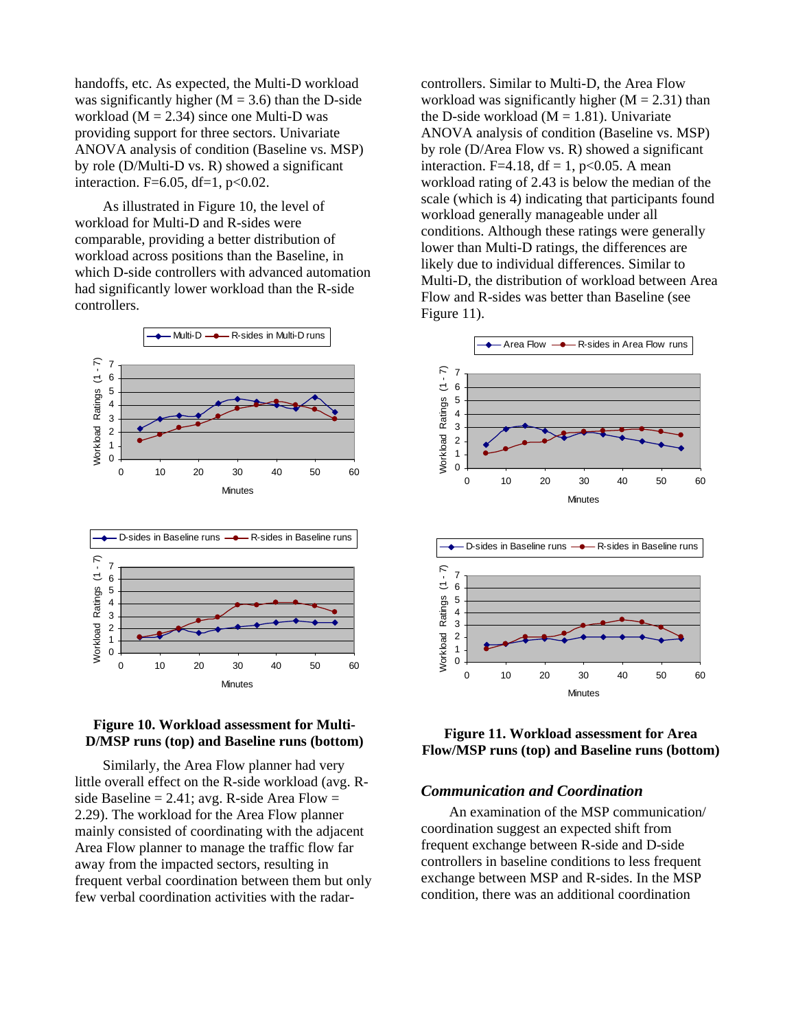handoffs, etc. As expected, the Multi-D workload was significantly higher ($M = 3.6$) than the D-side workload ($M = 2.34$) since one Multi-D was providing support for three sectors. Univariate ANOVA analysis of condition (Baseline vs. MSP) by role (D/Multi-D vs. R) showed a significant interaction. $F=6.05$, $df=1$, $p<0.02$.

As illustrated in Figure 10, the level of workload for Multi-D and R-sides were comparable, providing a better distribution of workload across positions than the Baseline, in which D-side controllers with advanced automation had significantly lower workload than the R-side controllers.

**Figure 10. Workload assessment for Multi-D/MSP runs (top) and Baseline runs (bottom)**

Similarly, the Area Flow planner had very little overall effect on the R-side workload (avg. R-side Baseline = 2.41; avg. R-side Area Flow = 2.29). The workload for the Area Flow planner mainly consisted of coordinating with the adjacent Area Flow planner to manage the traffic flow far away from the impacted sectors, resulting in frequent verbal coordination between them but only few verbal coordination activities with the radar-controllers. Similar to Multi-D, the Area Flow workload was significantly higher ($M = 2.31$) than the D-side workload ($M = 1.81$). Univariate ANOVA analysis of condition (Baseline vs. MSP) by role (D/Area Flow vs. R) showed a significant interaction. $F=4.18$, $df = 1$, $p<0.05$. A mean workload rating of 2.43 is below the median of the scale (which is 4) indicating that participants found workload generally manageable under all conditions. Although these ratings were generally lower than Multi-D ratings, the differences are likely due to individual differences. Similar to Multi-D, the distribution of workload between Area Flow and R-sides was better than Baseline (see Figure 11).

**Figure 11. Workload assessment for Area Flow/MSP runs (top) and Baseline runs (bottom)**

### *Communication and Coordination*

An examination of the MSP communication/ coordination suggest an expected shift from frequent exchange between R-side and D-side controllers in baseline conditions to less frequent exchange between MSP and R-sides. In the MSP condition, there was an additional coordination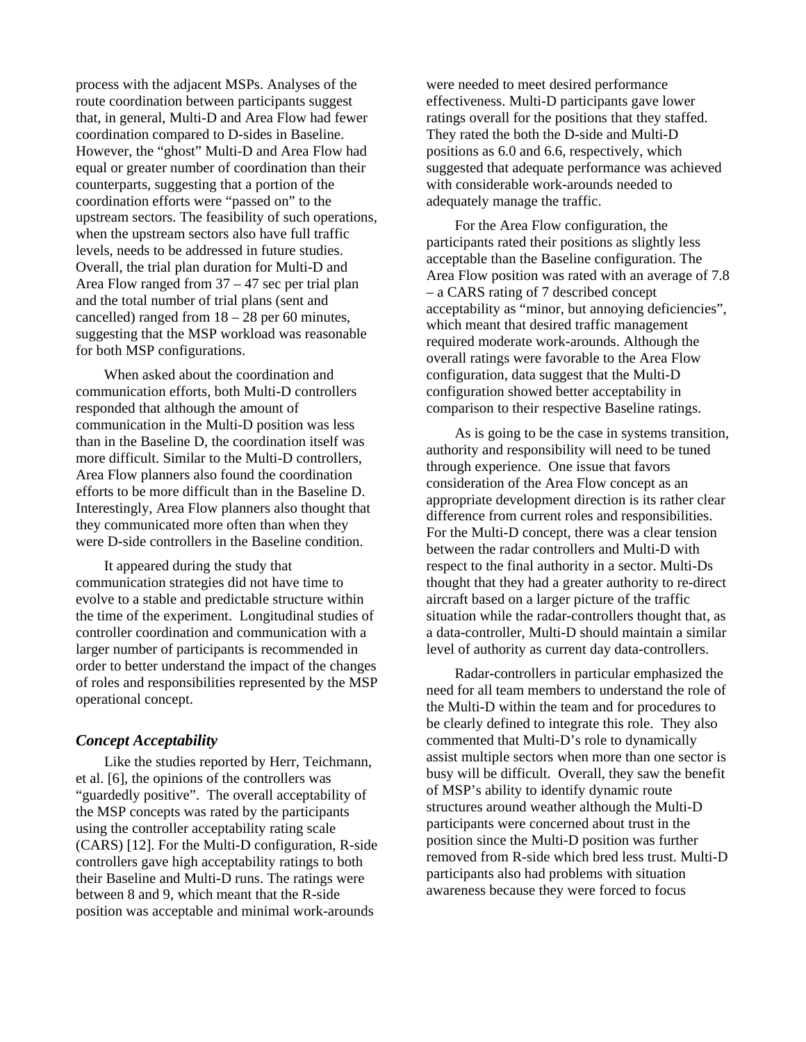process with the adjacent MSPs. Analyses of the route coordination between participants suggest that, in general, Multi-D and Area Flow had fewer coordination compared to D-sides in Baseline. However, the "ghost" Multi-D and Area Flow had equal or greater number of coordination than their counterparts, suggesting that a portion of the coordination efforts were "passed on" to the upstream sectors. The feasibility of such operations, when the upstream sectors also have full traffic levels, needs to be addressed in future studies. Overall, the trial plan duration for Multi-D and Area Flow ranged from 37 – 47 sec per trial plan and the total number of trial plans (sent and cancelled) ranged from 18 – 28 per 60 minutes, suggesting that the MSP workload was reasonable for both MSP configurations.

When asked about the coordination and communication efforts, both Multi-D controllers responded that although the amount of communication in the Multi-D position was less than in the Baseline D, the coordination itself was more difficult. Similar to the Multi-D controllers, Area Flow planners also found the coordination efforts to be more difficult than in the Baseline D. Interestingly, Area Flow planners also thought that they communicated more often than when they were D-side controllers in the Baseline condition.

It appeared during the study that communication strategies did not have time to evolve to a stable and predictable structure within the time of the experiment. Longitudinal studies of controller coordination and communication with a larger number of participants is recommended in order to better understand the impact of the changes of roles and responsibilities represented by the MSP operational concept.

### *Concept Acceptability*

Like the studies reported by Herr, Teichmann, et al. [6], the opinions of the controllers was "guardedly positive". The overall acceptability of the MSP concepts was rated by the participants using the controller acceptability rating scale (CARS) [12]. For the Multi-D configuration, R-side controllers gave high acceptability ratings to both their Baseline and Multi-D runs. The ratings were between 8 and 9, which meant that the R-side position was acceptable and minimal work-arounds were needed to meet desired performance effectiveness. Multi-D participants gave lower ratings overall for the positions that they staffed. They rated the both the D-side and Multi-D positions as 6.0 and 6.6, respectively, which suggested that adequate performance was achieved with considerable work-arounds needed to adequately manage the traffic.

For the Area Flow configuration, the participants rated their positions as slightly less acceptable than the Baseline configuration. The Area Flow position was rated with an average of 7.8 – a CARS rating of 7 described concept acceptability as "minor, but annoying deficiencies", which meant that desired traffic management required moderate work-arounds. Although the overall ratings were favorable to the Area Flow configuration, data suggest that the Multi-D configuration showed better acceptability in comparison to their respective Baseline ratings.

As is going to be the case in systems transition, authority and responsibility will need to be tuned through experience. One issue that favors consideration of the Area Flow concept as an appropriate development direction is its rather clear difference from current roles and responsibilities. For the Multi-D concept, there was a clear tension between the radar controllers and Multi-D with respect to the final authority in a sector. Multi-Ds thought that they had a greater authority to re-direct aircraft based on a larger picture of the traffic situation while the radar-controllers thought that, as a data-controller, Multi-D should maintain a similar level of authority as current day data-controllers.

Radar-controllers in particular emphasized the need for all team members to understand the role of the Multi-D within the team and for procedures to be clearly defined to integrate this role. They also commented that Multi-D's role to dynamically assist multiple sectors when more than one sector is busy will be difficult. Overall, they saw the benefit of MSP's ability to identify dynamic route structures around weather although the Multi-D participants were concerned about trust in the position since the Multi-D position was further removed from R-side which bred less trust. Multi-D participants also had problems with situation awareness because they were forced to focus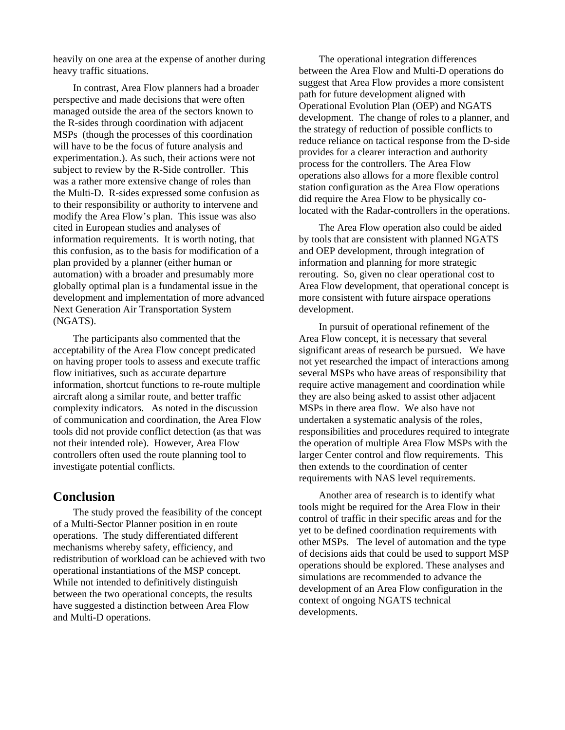heavily on one area at the expense of another during heavy traffic situations.

In contrast, Area Flow planners had a broader perspective and made decisions that were often managed outside the area of the sectors known to the R-sides through coordination with adjacent MSPs (though the processes of this coordination will have to be the focus of future analysis and experimentation.). As such, their actions were not subject to review by the R-Side controller. This was a rather more extensive change of roles than the Multi-D. R-sides expressed some confusion as to their responsibility or authority to intervene and modify the Area Flow's plan. This issue was also cited in European studies and analyses of information requirements. It is worth noting, that this confusion, as to the basis for modification of a plan provided by a planner (either human or automation) with a broader and presumably more globally optimal plan is a fundamental issue in the development and implementation of more advanced Next Generation Air Transportation System (NGATS).

The participants also commented that the acceptability of the Area Flow concept predicated on having proper tools to assess and execute traffic flow initiatives, such as accurate departure information, shortcut functions to re-route multiple aircraft along a similar route, and better traffic complexity indicators. As noted in the discussion of communication and coordination, the Area Flow tools did not provide conflict detection (as that was not their intended role). However, Area Flow controllers often used the route planning tool to investigate potential conflicts.

## Conclusion

The study proved the feasibility of the concept of a Multi-Sector Planner position in en route operations. The study differentiated different mechanisms whereby safety, efficiency, and redistribution of workload can be achieved with two operational instantiations of the MSP concept. While not intended to definitively distinguish between the two operational concepts, the results have suggested a distinction between Area Flow and Multi-D operations.

The operational integration differences between the Area Flow and Multi-D operations do suggest that Area Flow provides a more consistent path for future development aligned with Operational Evolution Plan (OEP) and NGATS development. The change of roles to a planner, and the strategy of reduction of possible conflicts to reduce reliance on tactical response from the D-side provides for a clearer interaction and authority process for the controllers. The Area Flow operations also allows for a more flexible control station configuration as the Area Flow operations did require the Area Flow to be physically co-located with the Radar-controllers in the operations.

The Area Flow operation also could be aided by tools that are consistent with planned NGATS and OEP development, through integration of information and planning for more strategic rerouting. So, given no clear operational cost to Area Flow development, that operational concept is more consistent with future airspace operations development.

In pursuit of operational refinement of the Area Flow concept, it is necessary that several significant areas of research be pursued. We have not yet researched the impact of interactions among several MSPs who have areas of responsibility that require active management and coordination while they are also being asked to assist other adjacent MSPs in there area flow. We also have not undertaken a systematic analysis of the roles, responsibilities and procedures required to integrate the operation of multiple Area Flow MSPs with the larger Center control and flow requirements. This then extends to the coordination of center requirements with NAS level requirements.

Another area of research is to identify what tools might be required for the Area Flow in their control of traffic in their specific areas and for the yet to be defined coordination requirements with other MSPs. The level of automation and the type of decisions aids that could be used to support MSP operations should be explored. These analyses and simulations are recommended to advance the development of an Area Flow configuration in the context of ongoing NGATS technical developments.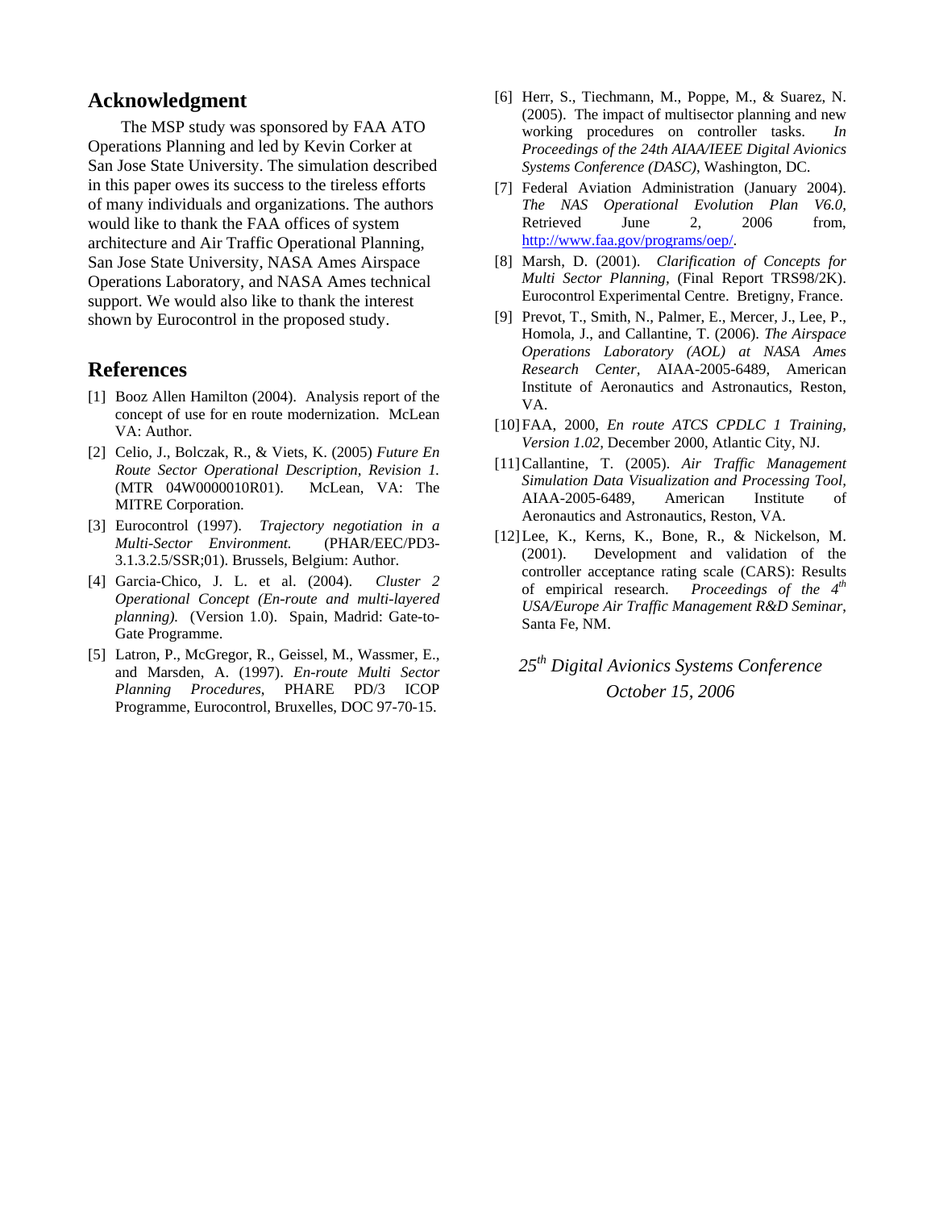## Acknowledgment

The MSP study was sponsored by FAA ATO Operations Planning and led by Kevin Corker at San Jose State University. The simulation described in this paper owes its success to the tireless efforts of many individuals and organizations. The authors would like to thank the FAA offices of system architecture and Air Traffic Operational Planning, San Jose State University, NASA Ames Airspace Operations Laboratory, and NASA Ames technical support. We would also like to thank the interest shown by Eurocontrol in the proposed study.

## References

[1] Booz Allen Hamilton (2004). Analysis report of the concept of use for en route modernization. McLean VA: Author.

[2] Celio, J., Bolczak, R., & Viets, K. (2005) *Future En Route Sector Operational Description, Revision 1.* (MTR 04W0000010R01). McLean, VA: The MITRE Corporation.

[3] Eurocontrol (1997). *Trajectory negotiation in a Multi-Sector Environment.* (PHAR/EEC/PD3-3.1.3.2.5/SSR;01). Brussels, Belgium: Author.

[4] Garcia-Chico, J. L. et al. (2004). *Cluster 2 Operational Concept (En-route and multi-layered planning).* (Version 1.0). Spain, Madrid: Gate-to-Gate Programme.

[5] Latron, P., McGregor, R., Geissel, M., Wassmer, E., and Marsden, A. (1997). *En-route Multi Sector Planning Procedures*, PHARE PD/3 ICOP Programme, Eurocontrol, Bruxelles, DOC 97-70-15.

[6] Herr, S., Tiechmann, M., Poppe, M., & Suarez, N. (2005). The impact of multisector planning and new working procedures on controller tasks. *In Proceedings of the 24th AIAA/IEEE Digital Avionics Systems Conference (DASC)*, Washington, DC.

[7] Federal Aviation Administration (January 2004). *The NAS Operational Evolution Plan V6.0,* Retrieved June 2, 2006 from, http://www.faa.gov/programs/oep/.

[8] Marsh, D. (2001). *Clarification of Concepts for Multi Sector Planning*, (Final Report TRS98/2K). Eurocontrol Experimental Centre. Bretigny, France.

[9] Prevot, T., Smith, N., Palmer, E., Mercer, J., Lee, P., Homola, J., and Callantine, T. (2006). *The Airspace Operations Laboratory (AOL) at NASA Ames Research Center,* AIAA-2005-6489, American Institute of Aeronautics and Astronautics, Reston, VA.

[10] FAA, 2000, *En route ATCS CPDLC 1 Training, Version 1.02,* December 2000, Atlantic City, NJ.

[11] Callantine, T. (2005). *Air Traffic Management Simulation Data Visualization and Processing Tool,* AIAA-2005-6489, American Institute of Aeronautics and Astronautics, Reston, VA.

[12] Lee, K., Kerns, K., Bone, R., & Nickelson, M. (2001). Development and validation of the controller acceptance rating scale (CARS): Results of empirical research. *Proceedings of the 4th USA/Europe Air Traffic Management R&D Seminar*, Santa Fe, NM.

*25th Digital Avionics Systems Conference*
*October 15, 2006*